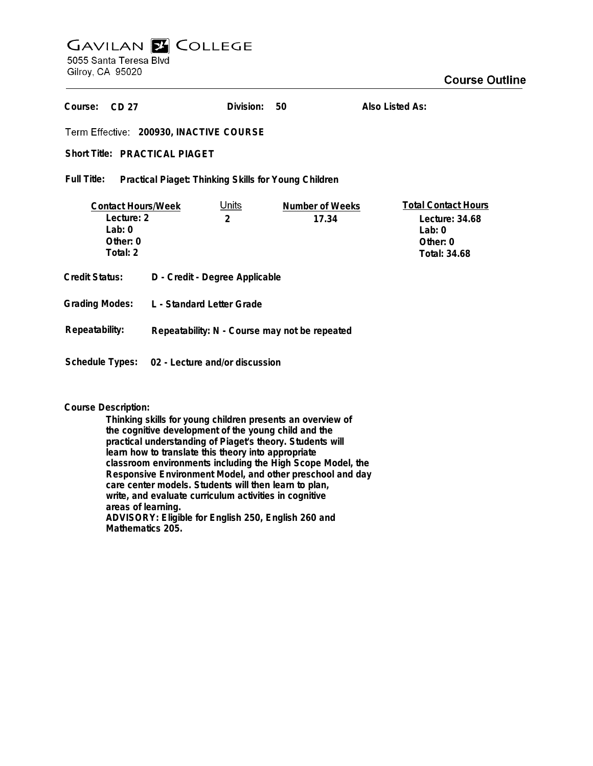# GAVILAN COLLEGE

5055 Santa Teresa Blvd
Gilroy, CA 95020

## Course Outline

**Course:** CD 27 **Division:** 50 **Also Listed As:**

**Term Effective:** 200930, INACTIVE COURSE

**Short Title:** PRACTICAL PIAGET

**Full Title:** Practical Piaget: Thinking Skills for Young Children

| Contact Hours/Week | Units | Number of Weeks | Total Contact Hours |
|---|---|---|---|
| Lecture: 2 | 2 | 17.34 | Lecture: 34.68 |
| Lab: 0 | | | Lab: 0 |
| Other: 0 | | | Other: 0 |
| Total: 2 | | | Total: 34.68 |

**Credit Status:** D - Credit - Degree Applicable

**Grading Modes:** L - Standard Letter Grade

**Repeatability:** Repeatability: N - Course may not be repeated

**Schedule Types:** 02 - Lecture and/or discussion

**Course Description:**

Thinking skills for young children presents an overview of the cognitive development of the young child and the practical understanding of Piaget's theory. Students will learn how to translate this theory into appropriate classroom environments including the High Scope Model, the Responsive Environment Model, and other preschool and day care center models. Students will then learn to plan, write, and evaluate curriculum activities in cognitive areas of learning.
ADVISORY: Eligible for English 250, English 260 and Mathematics 205.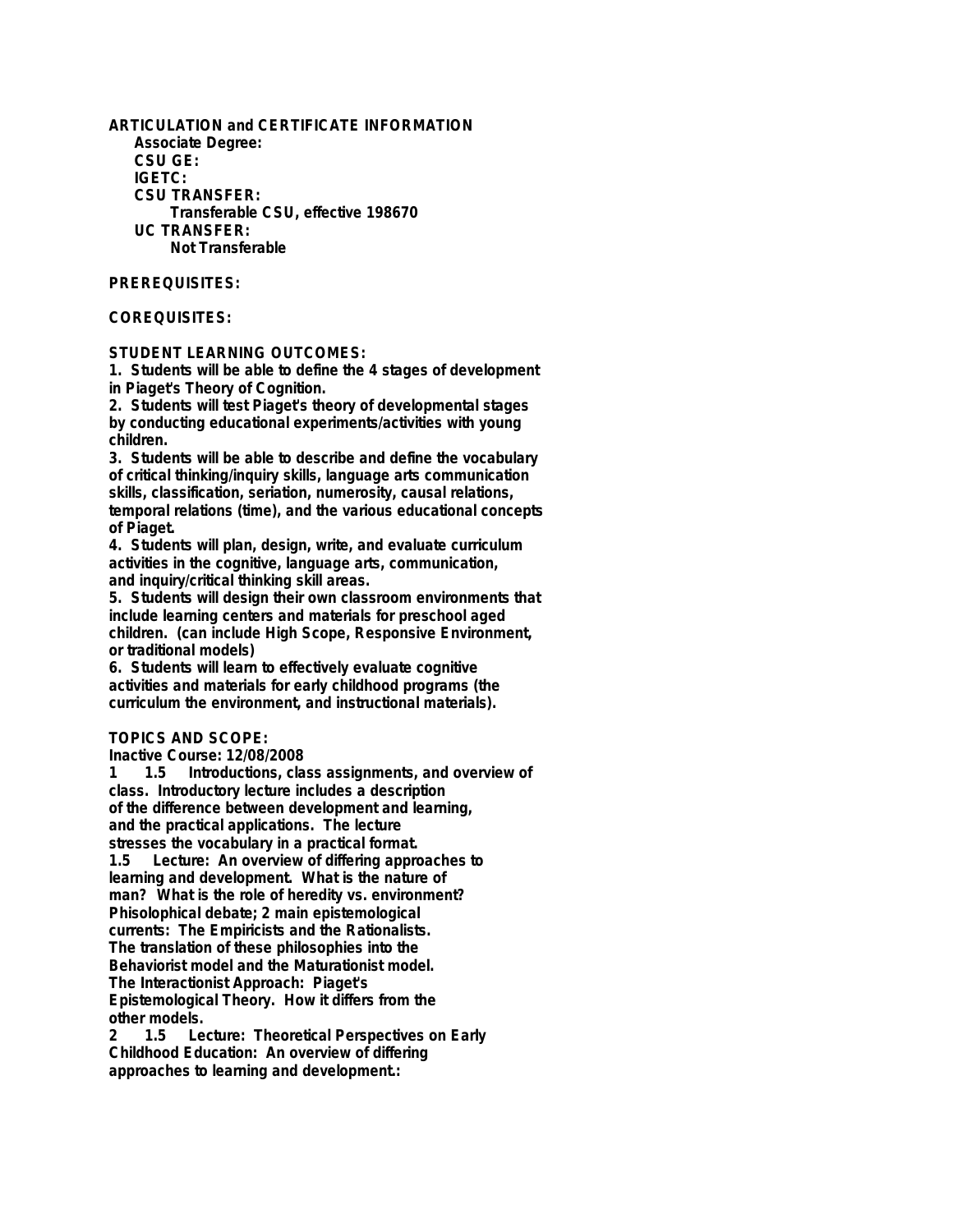**ARTICULATION and CERTIFICATE INFORMATION**

**Associate Degree:**

**CSU GE:**

**IGETC:**

**CSU TRANSFER:**

Transferable CSU, effective 198670

**UC TRANSFER:**

Not Transferable

**PREREQUISITES:**

**COREQUISITES:**

**STUDENT LEARNING OUTCOMES:**

1. Students will be able to define the 4 stages of development in Piaget's Theory of Cognition.
2. Students will test Piaget's theory of developmental stages by conducting educational experiments/activities with young children.
3. Students will be able to describe and define the vocabulary of critical thinking/inquiry skills, language arts communication skills, classification, seriation, numerosity, causal relations, temporal relations (time), and the various educational concepts of Piaget.
4. Students will plan, design, write, and evaluate curriculum activities in the cognitive, language arts, communication, and inquiry/critical thinking skill areas.
5. Students will design their own classroom environments that include learning centers and materials for preschool aged children. (can include High Scope, Responsive Environment, or traditional models)
6. Students will learn to effectively evaluate cognitive activities and materials for early childhood programs (the curriculum the environment, and instructional materials).

**TOPICS AND SCOPE:**

Inactive Course: 12/08/2008

1 1.5 Introductions, class assignments, and overview of class. Introductory lecture includes a description of the difference between development and learning, and the practical applications. The lecture stresses the vocabulary in a practical format.

1.5 Lecture: An overview of differing approaches to learning and development. What is the nature of man? What is the role of heredity vs. environment? Phisolophical debate; 2 main epistemological currents: The Empiricists and the Rationalists. The translation of these philosophies into the Behaviorist model and the Maturationist model. The Interactionist Approach: Piaget's Epistemological Theory. How it differs from the other models.

2 1.5 Lecture: Theoretical Perspectives on Early Childhood Education: An overview of differing approaches to learning and development.: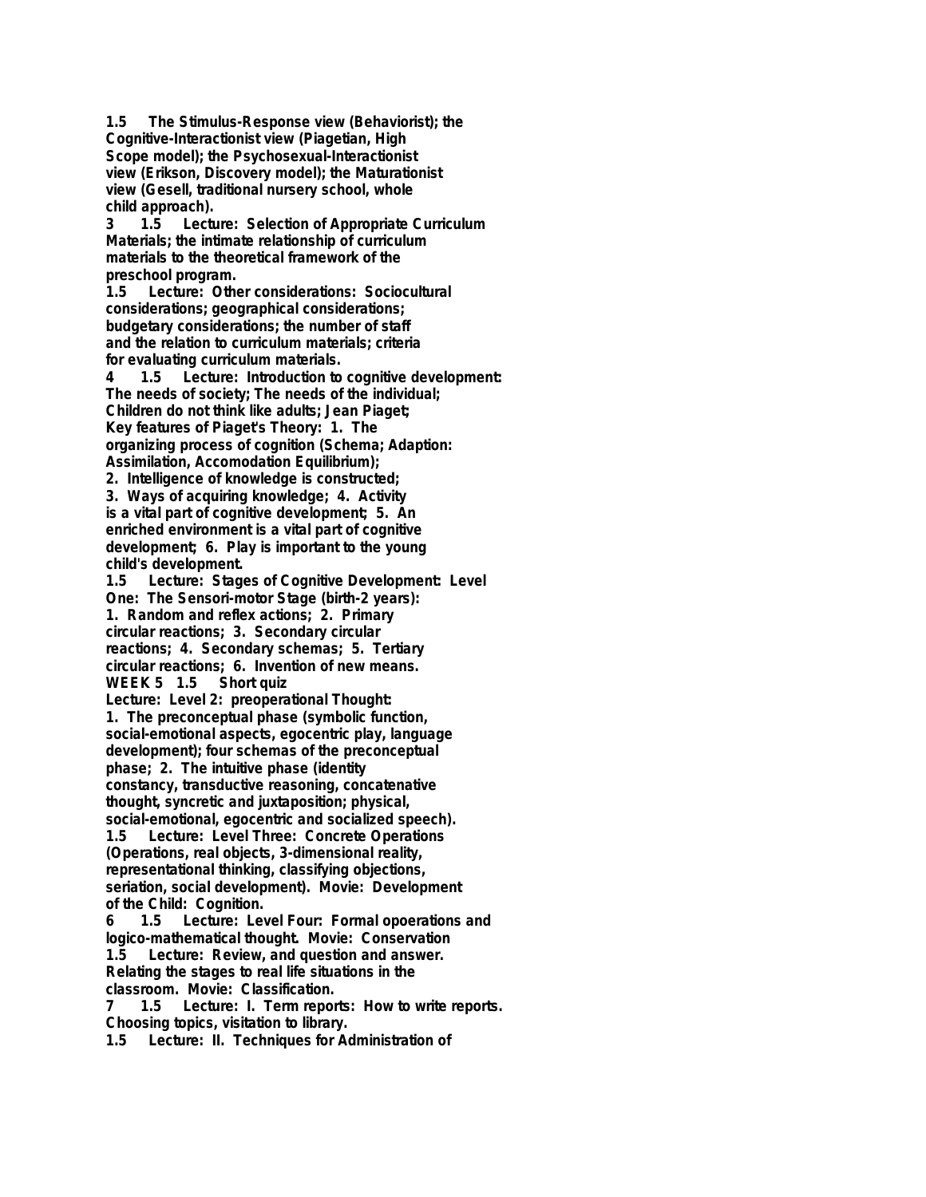**1.5 The Stimulus-Response view (Behaviorist); the Cognitive-Interactionist view (Piagetian, High Scope model); the Psychosexual-Interactionist view (Erikson, Discovery model); the Maturationist view (Gesell, traditional nursery school, whole child approach).**

**3 1.5 Lecture: Selection of Appropriate Curriculum Materials; the intimate relationship of curriculum materials to the theoretical framework of the preschool program.**

**1.5 Lecture: Other considerations: Sociocultural considerations; geographical considerations; budgetary considerations; the number of staff and the relation to curriculum materials; criteria for evaluating curriculum materials.**

**4 1.5 Lecture: Introduction to cognitive development: The needs of society; The needs of the individual; Children do not think like adults; Jean Piaget; Key features of Piaget's Theory: 1. The organizing process of cognition (Schema; Adaption: Assimilation, Accomodation Equilibrium); 2. Intelligence of knowledge is constructed; 3. Ways of acquiring knowledge; 4. Activity is a vital part of cognitive development; 5. An enriched environment is a vital part of cognitive development; 6. Play is important to the young child's development.**

**1.5 Lecture: Stages of Cognitive Development: Level One: The Sensori-motor Stage (birth-2 years): 1. Random and reflex actions; 2. Primary circular reactions; 3. Secondary circular reactions; 4. Secondary schemas; 5. Tertiary circular reactions; 6. Invention of new means.**

**WEEK 5 1.5 Short quiz**

**Lecture: Level 2: preoperational Thought: 1. The preconceptual phase (symbolic function, social-emotional aspects, egocentric play, language development); four schemas of the preconceptual phase; 2. The intuitive phase (identity constancy, transductive reasoning, concatenative thought, syncretic and juxtaposition; physical, social-emotional, egocentric and socialized speech).**

**1.5 Lecture: Level Three: Concrete Operations (Operations, real objects, 3-dimensional reality, representational thinking, classifying objections, seriation, social development). Movie: Development of the Child: Cognition.**

**6 1.5 Lecture: Level Four: Formal opoerations and logico-mathematical thought. Movie: Conservation**

**1.5 Lecture: Review, and question and answer. Relating the stages to real life situations in the classroom. Movie: Classification.**

**7 1.5 Lecture: I. Term reports: How to write reports. Choosing topics, visitation to library.**

**1.5 Lecture: II. Techniques for Administration of**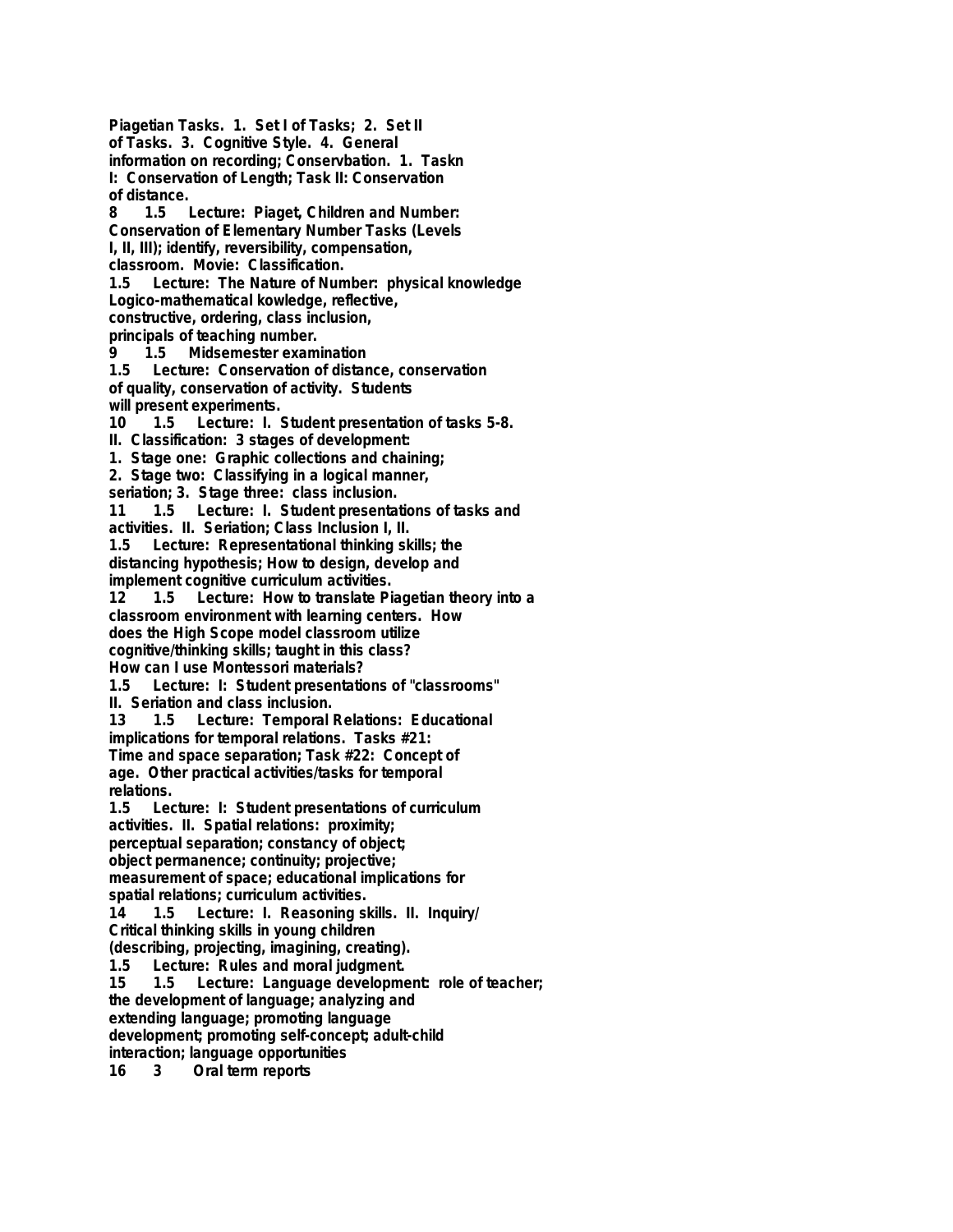**Piagetian Tasks. 1. Set I of Tasks; 2. Set II of Tasks. 3. Cognitive Style. 4. General information on recording; Conservbation. 1. Taskn I: Conservation of Length; Task II: Conservation of distance.**

**8 1.5 Lecture: Piaget, Children and Number: Conservation of Elementary Number Tasks (Levels I, II, III); identify, reversibility, compensation, classroom. Movie: Classification.**

**1.5 Lecture: The Nature of Number: physical knowledge Logico-mathematical kowledge, reflective, constructive, ordering, class inclusion, principals of teaching number.**

**9 1.5 Midsemester examination**

**1.5 Lecture: Conservation of distance, conservation of quality, conservation of activity. Students will present experiments.**

**10 1.5 Lecture: I. Student presentation of tasks 5-8. II. Classification: 3 stages of development: 1. Stage one: Graphic collections and chaining; 2. Stage two: Classifying in a logical manner, seriation; 3. Stage three: class inclusion.**

**11 1.5 Lecture: I. Student presentations of tasks and activities. II. Seriation; Class Inclusion I, II.**

**1.5 Lecture: Representational thinking skills; the distancing hypothesis; How to design, develop and implement cognitive curriculum activities.**

**12 1.5 Lecture: How to translate Piagetian theory into a classroom environment with learning centers. How does the High Scope model classroom utilize cognitive/thinking skills; taught in this class? How can I use Montessori materials?**

**1.5 Lecture: I: Student presentations of "classrooms" II. Seriation and class inclusion.**

**13 1.5 Lecture: Temporal Relations: Educational implications for temporal relations. Tasks #21: Time and space separation; Task #22: Concept of age. Other practical activities/tasks for temporal relations.**

**1.5 Lecture: I: Student presentations of curriculum activities. II. Spatial relations: proximity; perceptual separation; constancy of object; object permanence; continuity; projective; measurement of space; educational implications for spatial relations; curriculum activities.**

**14 1.5 Lecture: I. Reasoning skills. II. Inquiry/ Critical thinking skills in young children (describing, projecting, imagining, creating).**

**1.5 Lecture: Rules and moral judgment.**

**15 1.5 Lecture: Language development: role of teacher; the development of language; analyzing and extending language; promoting language development; promoting self-concept; adult-child interaction; language opportunities**

**16 3 Oral term reports**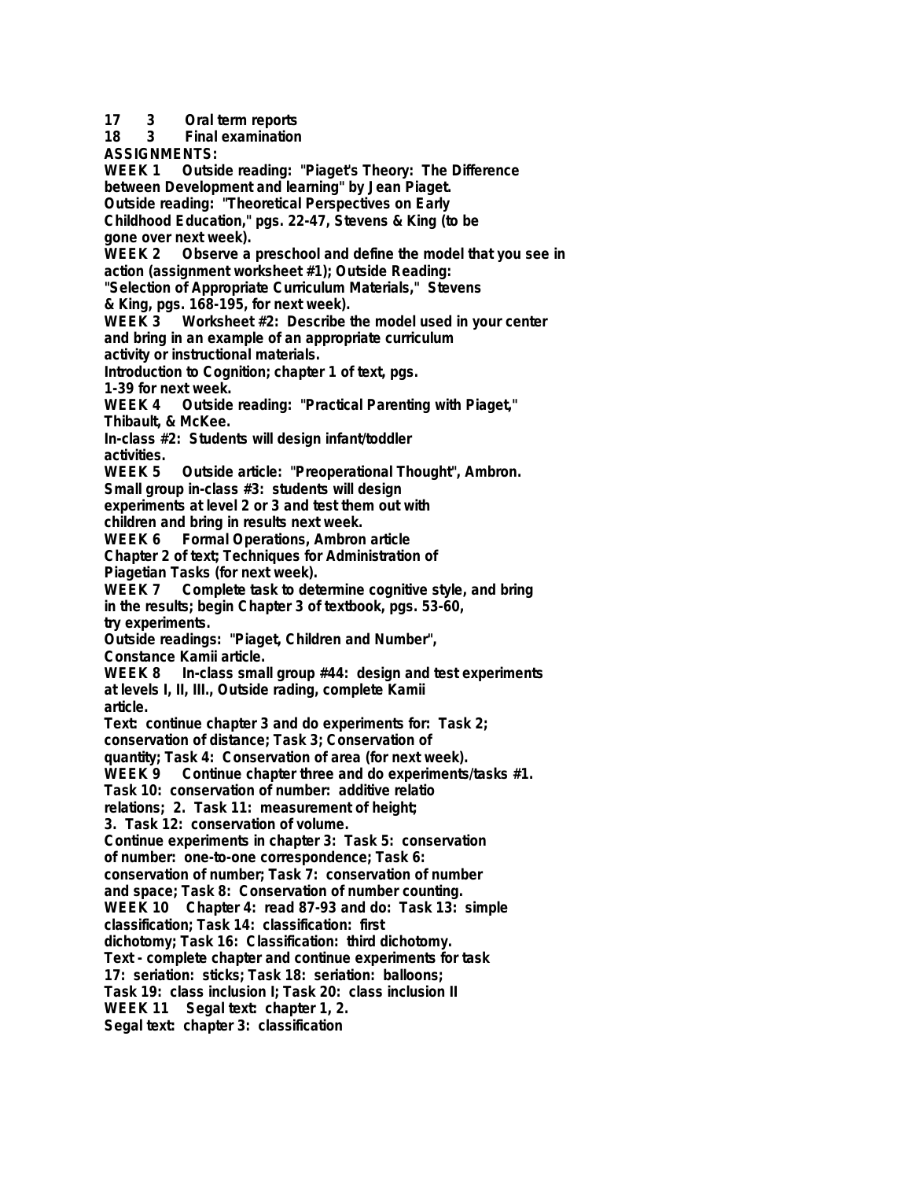17 3 Oral term reports
18 3 Final examination

**ASSIGNMENTS:**

**WEEK 1** Outside reading: "Piaget's Theory: The Difference between Development and learning" by Jean Piaget.
Outside reading: "Theoretical Perspectives on Early Childhood Education," pgs. 22-47, Stevens & King (to be gone over next week).

**WEEK 2** Observe a preschool and define the model that you see in action (assignment worksheet #1); Outside Reading: "Selection of Appropriate Curriculum Materials," Stevens & King, pgs. 168-195, for next week).

**WEEK 3** Worksheet #2: Describe the model used in your center and bring in an example of an appropriate curriculum activity or instructional materials.
Introduction to Cognition; chapter 1 of text, pgs. 1-39 for next week.

**WEEK 4** Outside reading: "Practical Parenting with Piaget," Thibault, & McKee.
In-class #2: Students will design infant/toddler activities.

**WEEK 5** Outside article: "Preoperational Thought", Ambron.
Small group in-class #3: students will design experiments at level 2 or 3 and test them out with children and bring in results next week.

**WEEK 6** Formal Operations, Ambron article
Chapter 2 of text; Techniques for Administration of Piagetian Tasks (for next week).

**WEEK 7** Complete task to determine cognitive style, and bring in the results; begin Chapter 3 of textbook, pgs. 53-60, try experiments.
Outside readings: "Piaget, Children and Number", Constance Kamii article.

**WEEK 8** In-class small group #44: design and test experiments at levels I, II, III., Outside rading, complete Kamii article.
Text: continue chapter 3 and do experiments for: Task 2; conservation of distance; Task 3; Conservation of quantity; Task 4: Conservation of area (for next week).

**WEEK 9** Continue chapter three and do experiments/tasks #1. Task 10: conservation of number: additive relatio relations; 2. Task 11: measurement of height; 3. Task 12: conservation of volume.
Continue experiments in chapter 3: Task 5: conservation of number: one-to-one correspondence; Task 6: conservation of number; Task 7: conservation of number and space; Task 8: Conservation of number counting.

**WEEK 10** Chapter 4: read 87-93 and do: Task 13: simple classification; Task 14: classification: first dichotomy; Task 16: Classification: third dichotomy.
Text - complete chapter and continue experiments for task 17: seriation: sticks; Task 18: seriation: balloons; Task 19: class inclusion I; Task 20: class inclusion II

**WEEK 11** Segal text: chapter 1, 2.
Segal text: chapter 3: classification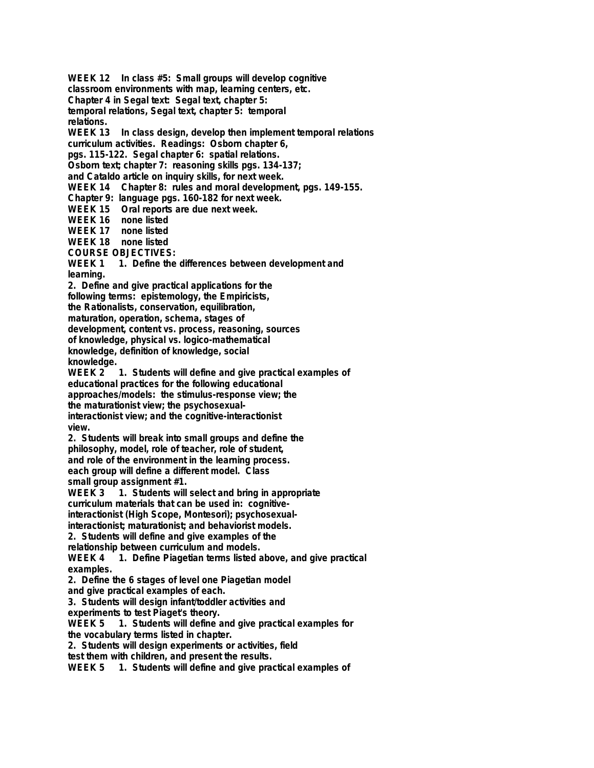**WEEK 12 In class #5: Small groups will develop cognitive classroom environments with map, learning centers, etc. Chapter 4 in Segal text: Segal text, chapter 5: temporal relations, Segal text, chapter 5: temporal relations.**

**WEEK 13 In class design, develop then implement temporal relations curriculum activities. Readings: Osborn chapter 6, pgs. 115-122. Segal chapter 6: spatial relations. Osborn text; chapter 7: reasoning skills pgs. 134-137; and Cataldo article on inquiry skills, for next week.**

**WEEK 14 Chapter 8: rules and moral development, pgs. 149-155. Chapter 9: language pgs. 160-182 for next week.**

**WEEK 15 Oral reports are due next week.**

**WEEK 16 none listed**

**WEEK 17 none listed**

**WEEK 18 none listed**

**COURSE OBJECTIVES:**

**WEEK 1 1. Define the differences between development and learning.**

**2. Define and give practical applications for the following terms: epistemology, the Empiricists, the Rationalists, conservation, equilibration, maturation, operation, schema, stages of development, content vs. process, reasoning, sources of knowledge, physical vs. logico-mathematical knowledge, definition of knowledge, social knowledge.**

**WEEK 2 1. Students will define and give practical examples of educational practices for the following educational approaches/models: the stimulus-response view; the the maturationist view; the psychosexual-interactionist view; and the cognitive-interactionist view.**

**2. Students will break into small groups and define the philosophy, model, role of teacher, role of student, and role of the environment in the learning process. each group will define a different model. Class small group assignment #1.**

**WEEK 3 1. Students will select and bring in appropriate curriculum materials that can be used in: cognitive-interactionist (High Scope, Montesori); psychosexual-interactionist; maturationist; and behaviorist models.**

**2. Students will define and give examples of the relationship between curriculum and models.**

**WEEK 4 1. Define Piagetian terms listed above, and give practical examples.**

**2. Define the 6 stages of level one Piagetian model and give practical examples of each.**

**3. Students will design infant/toddler activities and experiments to test Piaget's theory.**

**WEEK 5 1. Students will define and give practical examples for the vocabulary terms listed in chapter.**

**2. Students will design experiments or activities, field test them with children, and present the results.**

**WEEK 5 1. Students will define and give practical examples of**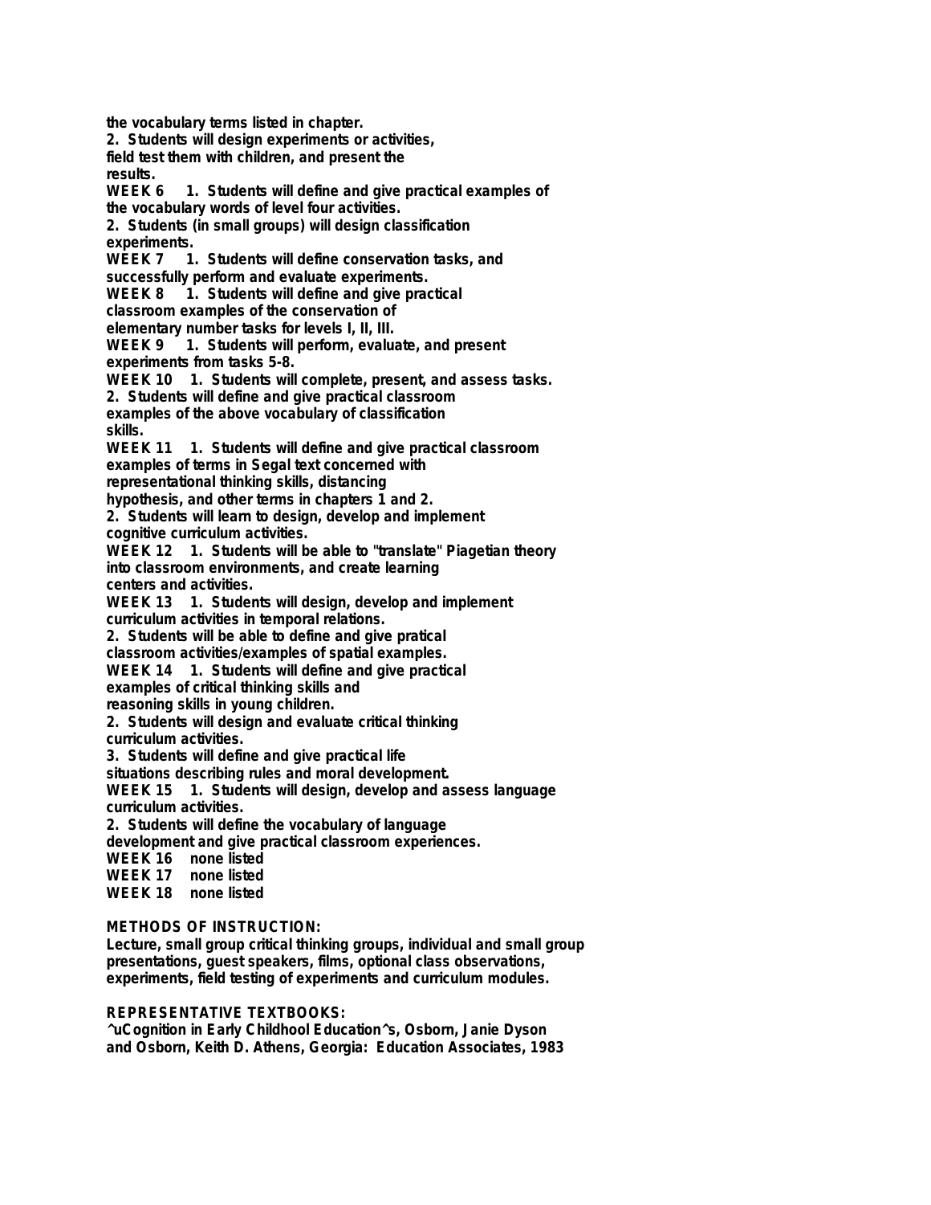the vocabulary terms listed in chapter.
2. Students will design experiments or activities, field test them with children, and present the results.

**WEEK 6** 1. Students will define and give practical examples of the vocabulary words of level four activities.
2. Students (in small groups) will design classification experiments.

**WEEK 7** 1. Students will define conservation tasks, and successfully perform and evaluate experiments.

**WEEK 8** 1. Students will define and give practical classroom examples of the conservation of elementary number tasks for levels I, II, III.

**WEEK 9** 1. Students will perform, evaluate, and present experiments from tasks 5-8.

**WEEK 10** 1. Students will complete, present, and assess tasks.
2. Students will define and give practical classroom examples of the above vocabulary of classification skills.

**WEEK 11** 1. Students will define and give practical classroom examples of terms in Segal text concerned with representational thinking skills, distancing hypothesis, and other terms in chapters 1 and 2.
2. Students will learn to design, develop and implement cognitive curriculum activities.

**WEEK 12** 1. Students will be able to "translate" Piagetian theory into classroom environments, and create learning centers and activities.

**WEEK 13** 1. Students will design, develop and implement curriculum activities in temporal relations.
2. Students will be able to define and give pratical classroom activities/examples of spatial examples.

**WEEK 14** 1. Students will define and give practical examples of critical thinking skills and reasoning skills in young children.
2. Students will design and evaluate critical thinking curriculum activities.
3. Students will define and give practical life situations describing rules and moral development.

**WEEK 15** 1. Students will design, develop and assess language curriculum activities.
2. Students will define the vocabulary of language development and give practical classroom experiences.

**WEEK 16** none listed
**WEEK 17** none listed
**WEEK 18** none listed

**METHODS OF INSTRUCTION:**
Lecture, small group critical thinking groups, individual and small group presentations, guest speakers, films, optional class observations, experiments, field testing of experiments and curriculum modules.

**REPRESENTATIVE TEXTBOOKS:**
^uCognition in Early Childhool Education^s, Osborn, Janie Dyson and Osborn, Keith D. Athens, Georgia: Education Associates, 1983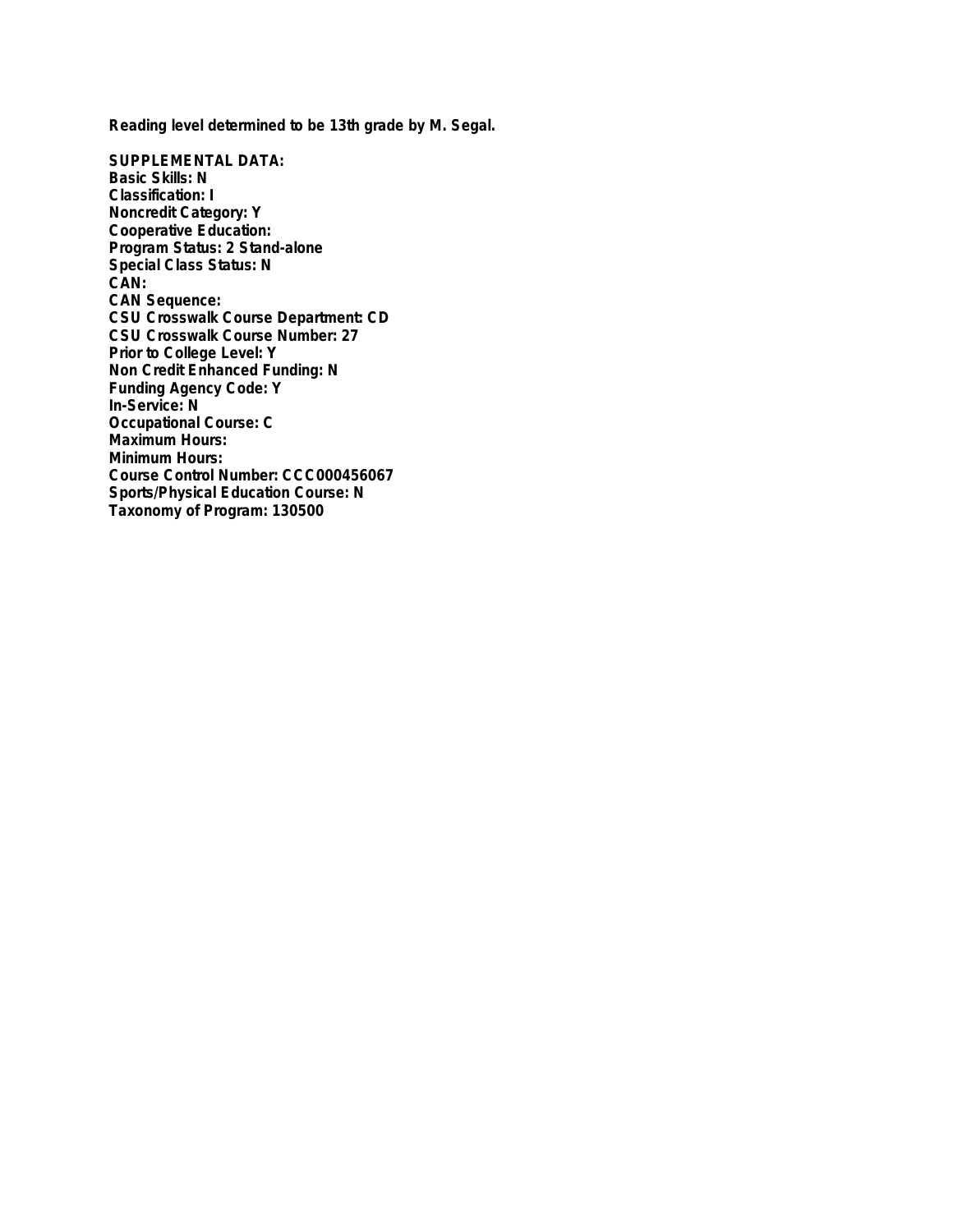**Reading level determined to be 13th grade by M. Segal.**

**SUPPLEMENTAL DATA:**
**Basic Skills: N**
**Classification: I**
**Noncredit Category: Y**
**Cooperative Education:**
**Program Status: 2 Stand-alone**
**Special Class Status: N**
**CAN:**
**CAN Sequence:**
**CSU Crosswalk Course Department: CD**
**CSU Crosswalk Course Number: 27**
**Prior to College Level: Y**
**Non Credit Enhanced Funding: N**
**Funding Agency Code: Y**
**In-Service: N**
**Occupational Course: C**
**Maximum Hours:**
**Minimum Hours:**
**Course Control Number: CCC000456067**
**Sports/Physical Education Course: N**
**Taxonomy of Program: 130500**